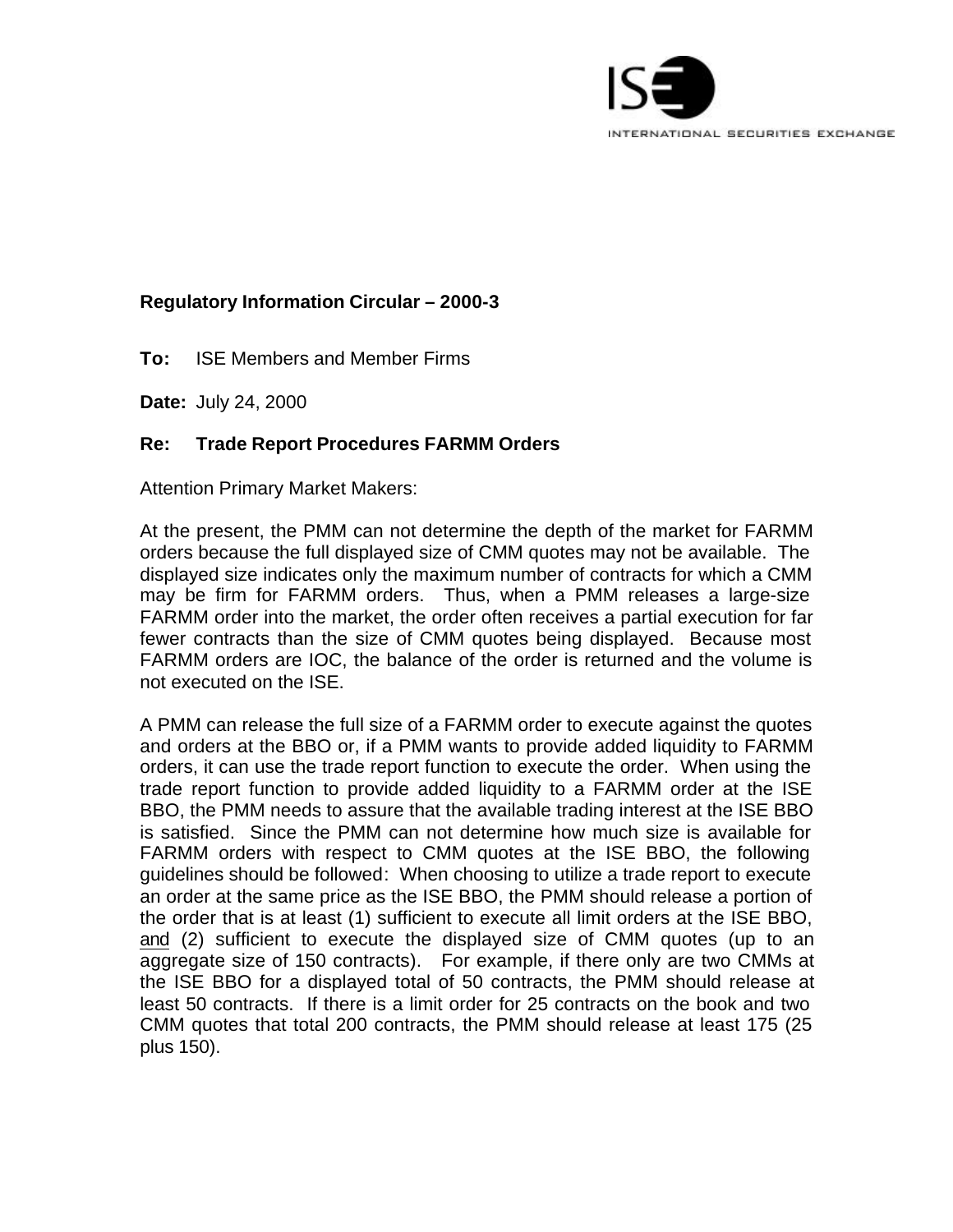ISE
INTERNATIONAL SECURITIES EXCHANGE

**Regulatory Information Circular – 2000-3**

**To:** ISE Members and Member Firms

**Date:** July 24, 2000

**Re: Trade Report Procedures FARMM Orders**

Attention Primary Market Makers:

At the present, the PMM can not determine the depth of the market for FARMM orders because the full displayed size of CMM quotes may not be available. The displayed size indicates only the maximum number of contracts for which a CMM may be firm for FARMM orders. Thus, when a PMM releases a large-size FARMM order into the market, the order often receives a partial execution for far fewer contracts than the size of CMM quotes being displayed. Because most FARMM orders are IOC, the balance of the order is returned and the volume is not executed on the ISE.

A PMM can release the full size of a FARMM order to execute against the quotes and orders at the BBO or, if a PMM wants to provide added liquidity to FARMM orders, it can use the trade report function to execute the order. When using the trade report function to provide added liquidity to a FARMM order at the ISE BBO, the PMM needs to assure that the available trading interest at the ISE BBO is satisfied. Since the PMM can not determine how much size is available for FARMM orders with respect to CMM quotes at the ISE BBO, the following guidelines should be followed: When choosing to utilize a trade report to execute an order at the same price as the ISE BBO, the PMM should release a portion of the order that is at least (1) sufficient to execute all limit orders at the ISE BBO, and (2) sufficient to execute the displayed size of CMM quotes (up to an aggregate size of 150 contracts). For example, if there only are two CMMs at the ISE BBO for a displayed total of 50 contracts, the PMM should release at least 50 contracts. If there is a limit order for 25 contracts on the book and two CMM quotes that total 200 contracts, the PMM should release at least 175 (25 plus 150).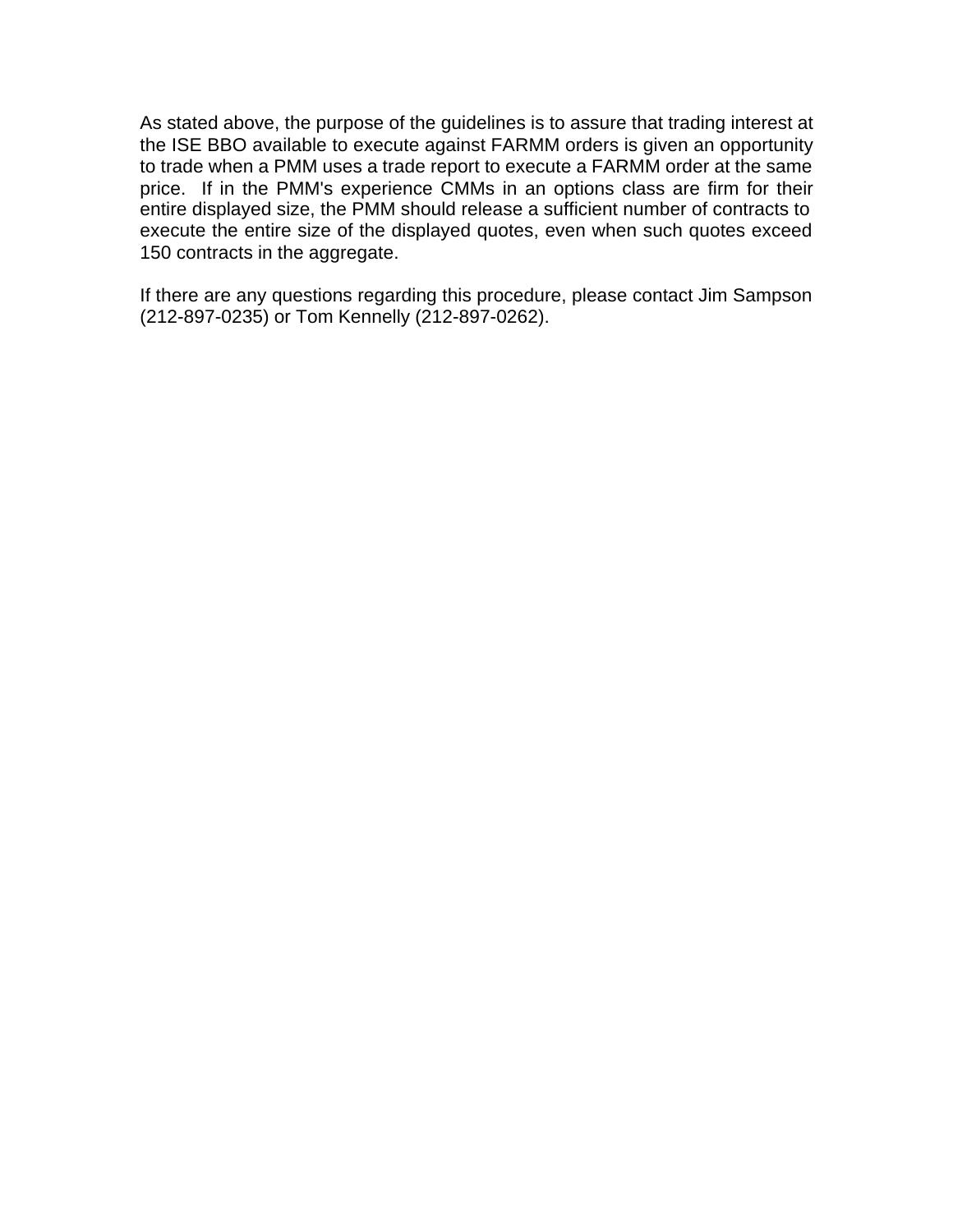As stated above, the purpose of the guidelines is to assure that trading interest at the ISE BBO available to execute against FARMM orders is given an opportunity to trade when a PMM uses a trade report to execute a FARMM order at the same price. If in the PMM's experience CMMs in an options class are firm for their entire displayed size, the PMM should release a sufficient number of contracts to execute the entire size of the displayed quotes, even when such quotes exceed 150 contracts in the aggregate.

If there are any questions regarding this procedure, please contact Jim Sampson (212-897-0235) or Tom Kennelly (212-897-0262).